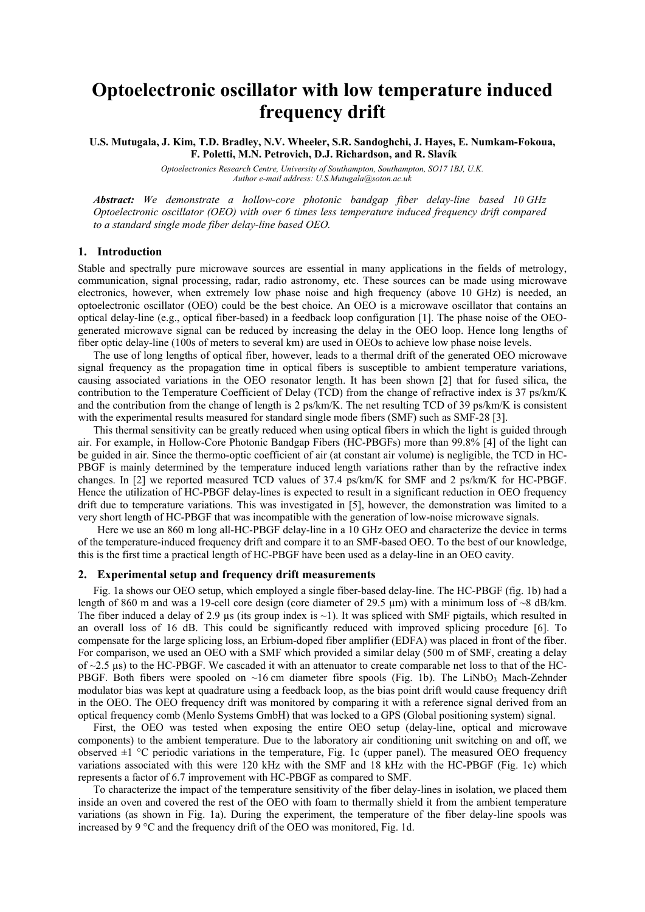# Optoelectronic oscillator with low temperature induced frequency drift

**U.S. Mutugala, J. Kim, T.D. Bradley, N.V. Wheeler, S.R. Sandoghchi, J. Hayes, E. Numkam-Fokoua, F. Poletti, M.N. Petrovich, D.J. Richardson, and R. Slavík**

*Optoelectronics Research Centre, University of Southampton, Southampton, SO17 1BJ, U.K.*
*Author e-mail address: U.S.Mutugala@soton.ac.uk*

***Abstract:*** *We demonstrate a hollow-core photonic bandgap fiber delay-line based 10 GHz Optoelectronic oscillator (OEO) with over 6 times less temperature induced frequency drift compared to a standard single mode fiber delay-line based OEO.*

## 1. Introduction

Stable and spectrally pure microwave sources are essential in many applications in the fields of metrology, communication, signal processing, radar, radio astronomy, etc. These sources can be made using microwave electronics, however, when extremely low phase noise and high frequency (above 10 GHz) is needed, an optoelectronic oscillator (OEO) could be the best choice. An OEO is a microwave oscillator that contains an optical delay-line (e.g., optical fiber-based) in a feedback loop configuration [1]. The phase noise of the OEO-generated microwave signal can be reduced by increasing the delay in the OEO loop. Hence long lengths of fiber optic delay-line (100s of meters to several km) are used in OEOs to achieve low phase noise levels.

The use of long lengths of optical fiber, however, leads to a thermal drift of the generated OEO microwave signal frequency as the propagation time in optical fibers is susceptible to ambient temperature variations, causing associated variations in the OEO resonator length. It has been shown [2] that for fused silica, the contribution to the Temperature Coefficient of Delay (TCD) from the change of refractive index is 37 ps/km/K and the contribution from the change of length is 2 ps/km/K. The net resulting TCD of 39 ps/km/K is consistent with the experimental results measured for standard single mode fibers (SMF) such as SMF-28 [3].

This thermal sensitivity can be greatly reduced when using optical fibers in which the light is guided through air. For example, in Hollow-Core Photonic Bandgap Fibers (HC-PBGFs) more than 99.8% [4] of the light can be guided in air. Since the thermo-optic coefficient of air (at constant air volume) is negligible, the TCD in HC-PBGF is mainly determined by the temperature induced length variations rather than by the refractive index changes. In [2] we reported measured TCD values of 37.4 ps/km/K for SMF and 2 ps/km/K for HC-PBGF. Hence the utilization of HC-PBGF delay-lines is expected to result in a significant reduction in OEO frequency drift due to temperature variations. This was investigated in [5], however, the demonstration was limited to a very short length of HC-PBGF that was incompatible with the generation of low-noise microwave signals.

Here we use an 860 m long all-HC-PBGF delay-line in a 10 GHz OEO and characterize the device in terms of the temperature-induced frequency drift and compare it to an SMF-based OEO. To the best of our knowledge, this is the first time a practical length of HC-PBGF have been used as a delay-line in an OEO cavity.

## 2. Experimental setup and frequency drift measurements

Fig. 1a shows our OEO setup, which employed a single fiber-based delay-line. The HC-PBGF (fig. 1b) had a length of 860 m and was a 19-cell core design (core diameter of 29.5 µm) with a minimum loss of ~8 dB/km. The fiber induced a delay of 2.9 µs (its group index is ~1). It was spliced with SMF pigtails, which resulted in an overall loss of 16 dB. This could be significantly reduced with improved splicing procedure [6]. To compensate for the large splicing loss, an Erbium-doped fiber amplifier (EDFA) was placed in front of the fiber. For comparison, we used an OEO with a SMF which provided a similar delay (500 m of SMF, creating a delay of ~2.5 µs) to the HC-PBGF. We cascaded it with an attenuator to create comparable net loss to that of the HC-PBGF. Both fibers were spooled on ~16 cm diameter fibre spools (Fig. 1b). The $LiNbO_3$ Mach-Zehnder modulator bias was kept at quadrature using a feedback loop, as the bias point drift would cause frequency drift in the OEO. The OEO frequency drift was monitored by comparing it with a reference signal derived from an optical frequency comb (Menlo Systems GmbH) that was locked to a GPS (Global positioning system) signal.

First, the OEO was tested when exposing the entire OEO setup (delay-line, optical and microwave components) to the ambient temperature. Due to the laboratory air conditioning unit switching on and off, we observed ±1 °C periodic variations in the temperature, Fig. 1c (upper panel). The measured OEO frequency variations associated with this were 120 kHz with the SMF and 18 kHz with the HC-PBGF (Fig. 1c) which represents a factor of 6.7 improvement with HC-PBGF as compared to SMF.

To characterize the impact of the temperature sensitivity of the fiber delay-lines in isolation, we placed them inside an oven and covered the rest of the OEO with foam to thermally shield it from the ambient temperature variations (as shown in Fig. 1a). During the experiment, the temperature of the fiber delay-line spools was increased by 9 °C and the frequency drift of the OEO was monitored, Fig. 1d.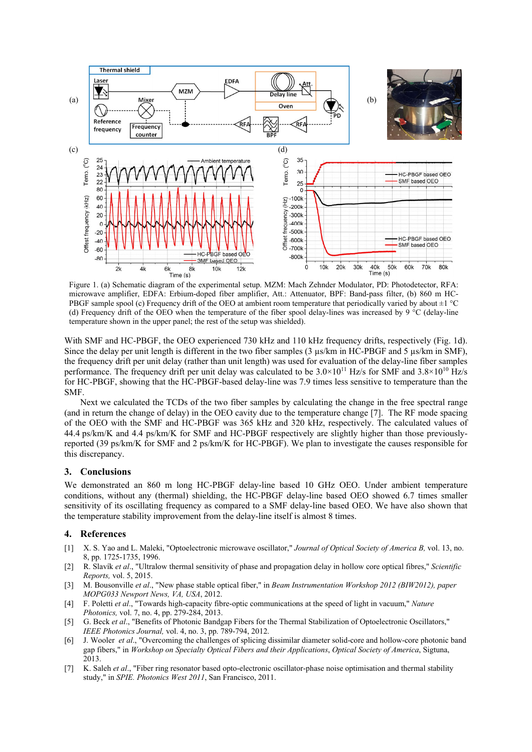(a)

Thermal shield

Laser

MZM

EDFA

Delay line

Att.

Oven

Mixer

PD

Reference frequency

Frequency counter

RFA

BPF

RFA

(b)

(c)

Temp. (°C)

25

24

23

22

Ambient temperature

Offset frequency (kHz)

80

60

40

20

0

-20

-40

-60

-80

HC-PBGF based OEO

SMF based OEO

2k 4k 6k 8k 10k 12k

Time (s)

(d)

Temp. (°C)

35

30

25

HC-PBGF based OEO

SMF based OEO

Offset frequency (Hz)

0

-100k

-200k

-300k

-400k

-500k

-600k

-700k

-800k

HC-PBGF based OEO

SMF based OEO

0 10k 20k 30k 40k 50k 60k 70k 80k

Time (s)

Figure 1. (a) Schematic diagram of the experimental setup. MZM: Mach Zehnder Modulator, PD: Photodetector, RFA: microwave amplifier, EDFA: Erbium-doped fiber amplifier, Att.: Attenuator, BPF: Band-pass filter, (b) 860 m HC-PBGF sample spool (c) Frequency drift of the OEO at ambient room temperature that periodically varied by about ±1 °C (d) Frequency drift of the OEO when the temperature of the fiber spool delay-lines was increased by 9 °C (delay-line temperature shown in the upper panel; the rest of the setup was shielded).

With SMF and HC-PBGF, the OEO experienced 730 kHz and 110 kHz frequency drifts, respectively (Fig. 1d). Since the delay per unit length is different in the two fiber samples (3 µs/km in HC-PBGF and 5 µs/km in SMF), the frequency drift per unit delay (rather than unit length) was used for evaluation of the delay-line fiber samples performance. The frequency drift per unit delay was calculated to be $3.0\times10^{11}$ Hz/s for SMF and $3.8\times10^{10}$ Hz/s for HC-PBGF, showing that the HC-PBGF-based delay-line was 7.9 times less sensitive to temperature than the SMF.

Next we calculated the TCDs of the two fiber samples by calculating the change in the free spectral range (and in return the change of delay) in the OEO cavity due to the temperature change [7]. The RF mode spacing of the OEO with the SMF and HC-PBGF was 365 kHz and 320 kHz, respectively. The calculated values of 44.4 ps/km/K and 4.4 ps/km/K for SMF and HC-PBGF respectively are slightly higher than those previously-reported (39 ps/km/K for SMF and 2 ps/km/K for HC-PBGF). We plan to investigate the causes responsible for this discrepancy.

## 3. Conclusions

We demonstrated an 860 m long HC-PBGF delay-line based 10 GHz OEO. Under ambient temperature conditions, without any (thermal) shielding, the HC-PBGF delay-line based OEO showed 6.7 times smaller sensitivity of its oscillating frequency as compared to a SMF delay-line based OEO. We have also shown that the temperature stability improvement from the delay-line itself is almost 8 times.

## 4. References

[1] X. S. Yao and L. Maleki, "Optoelectronic microwave oscillator," *Journal of Optical Society of America B,* vol. 13, no. 8, pp. 1725-1735, 1996.

[2] R. Slavík *et al*., "Ultralow thermal sensitivity of phase and propagation delay in hollow core optical fibres," *Scientific Reports,* vol. 5, 2015.

[3] M. Bousonville *et al*., "New phase stable optical fiber," in *Beam Instrumentation Workshop 2012 (BIW2012), paper MOPG033 Newport News, VA, USA*, 2012.

[4] F. Poletti *et al*., "Towards high-capacity fibre-optic communications at the speed of light in vacuum," *Nature Photonics,* vol. 7, no. 4, pp. 279-284, 2013.

[5] G. Beck *et al*., "Benefits of Photonic Bandgap Fibers for the Thermal Stabilization of Optoelectronic Oscillators," *IEEE Photonics Journal,* vol. 4, no. 3, pp. 789-794, 2012.

[6] J. Wooler *et al*., "Overcoming the challenges of splicing dissimilar diameter solid-core and hollow-core photonic band gap fibers," in *Workshop on Specialty Optical Fibers and their Applications*, *Optical Society of America*, Sigtuna, 2013.

[7] K. Saleh *et al*., "Fiber ring resonator based opto-electronic oscillator-phase noise optimisation and thermal stability study," in *SPIE. Photonics West 2011*, San Francisco, 2011.